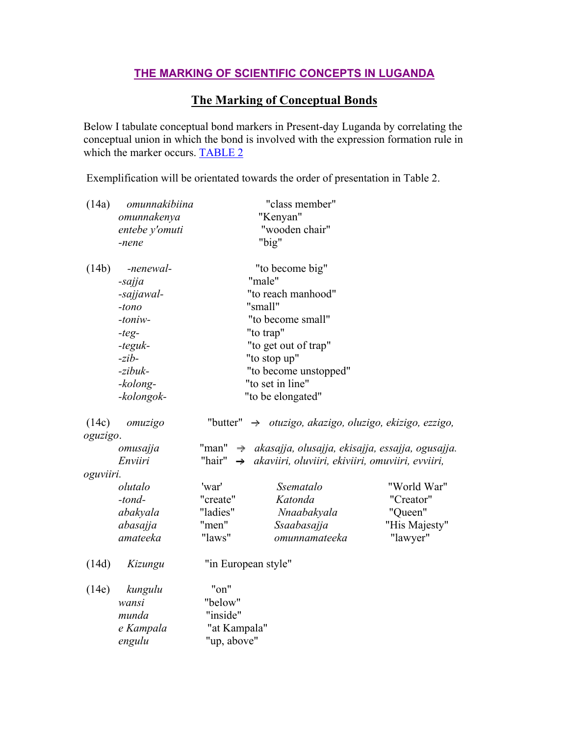## THE MARKING OF SCIENTIFIC CONCEPTS IN LUGANDA

### The Marking of Conceptual Bonds

Below I tabulate conceptual bond markers in Present-day Luganda by correlating the conceptual union in which the bond is involved with the expression formation rule in which the marker occurs. TABLE 2

Exemplification will be orientated towards the order of presentation in Table 2.

(14a) *omunnakibiina* "class member"
*omunnakenya* "Kenyan"
*entebe y'omuti* "wooden chair"
*-nene* "big"

(14b) *-nenewal-* "to become big"
*-sajja* "male"
*-sajjawal-* "to reach manhood"
*-tono* "small"
*-toniw-* "to become small"
*-teg-* "to trap"
*-teguk-* "to get out of trap"
*-zib-* "to stop up"
*-zibuk-* "to become unstopped"
*-kolong-* "to set in line"
*-kolongok-* "to be elongated"

(14c) *omuzigo* "butter" → *otuzigo, akazigo, oluzigo, ekizigo, ezzigo, oguzigo*.
*omusajja* "man" → *akasajja, olusajja, ekisajja, essajja, ogusajja.*
*Enviiri* "hair" → *akaviiri, oluviiri, ekiviiri, omuviiri, evviiri, oguviiri.*

| | | | |
|---|---|---|---|
| *olutalo* | 'war' | *Ssematalo* | "World War" |
| *-tond-* | "create" | *Katonda* | "Creator" |
| *abakyala* | "ladies" | *Nnaabakyala* | "Queen" |
| *abasajja* | "men" | *Ssaabasajja* | "His Majesty" |
| *amateeka* | "laws" | *omunnamateeka* | "lawyer" |

(14d) *Kizungu* "in European style"

(14e) *kungulu* "on"
*wansi* "below"
*munda* "inside"
*e Kampala* "at Kampala"
*engulu* "up, above"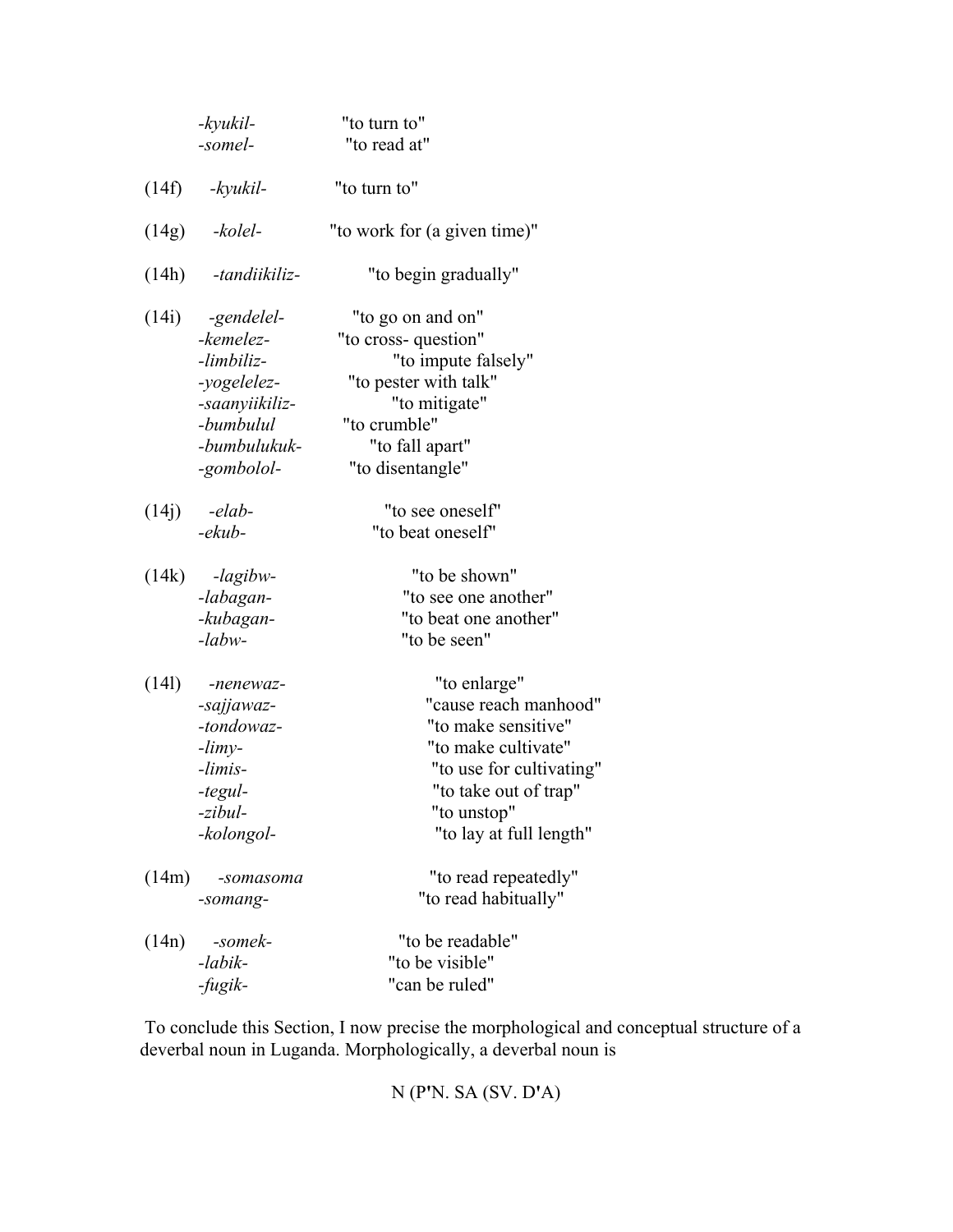*-kyukil-* "to turn to"
*-somel-* "to read at"

(14f) *-kyukil-* "to turn to"

(14g) *-kolel-* "to work for (a given time)"

(14h) *-tandiikiliz-* "to begin gradually"

(14i) *-gendelel-* "to go on and on"
*-kemelez-* "to cross- question"
*-limbiliz-* "to impute falsely"
*-yogelelez-* "to pester with talk"
*-saanyiikiliz-* "to mitigate"
*-bumbulul* "to crumble"
*-bumbulukuk-* "to fall apart"
*-gombolol-* "to disentangle"

(14j) *-elab-* "to see oneself"
*-ekub-* "to beat oneself"

(14k) *-lagibw-* "to be shown"
*-labagan-* "to see one another"
*-kubagan-* "to beat one another"
*-labw-* "to be seen"

(14l) *-nenewaz-* "to enlarge"
*-sajjawaz-* "cause reach manhood"
*-tondowaz-* "to make sensitive"
*-limy-* "to make cultivate"
*-limis-* "to use for cultivating"
*-tegul-* "to take out of trap"
*-zibul-* "to unstop"
*-kolongol-* "to lay at full length"

(14m) *-somasoma* "to read repeatedly"
*-somang-* "to read habitually"

(14n) *-somek-* "to be readable"
*-labik-* "to be visible"
*-fugik-* "can be ruled"

To conclude this Section, I now precise the morphological and conceptual structure of a deverbal noun in Luganda. Morphologically, a deverbal noun is

N (P'N. SA (SV. D'A)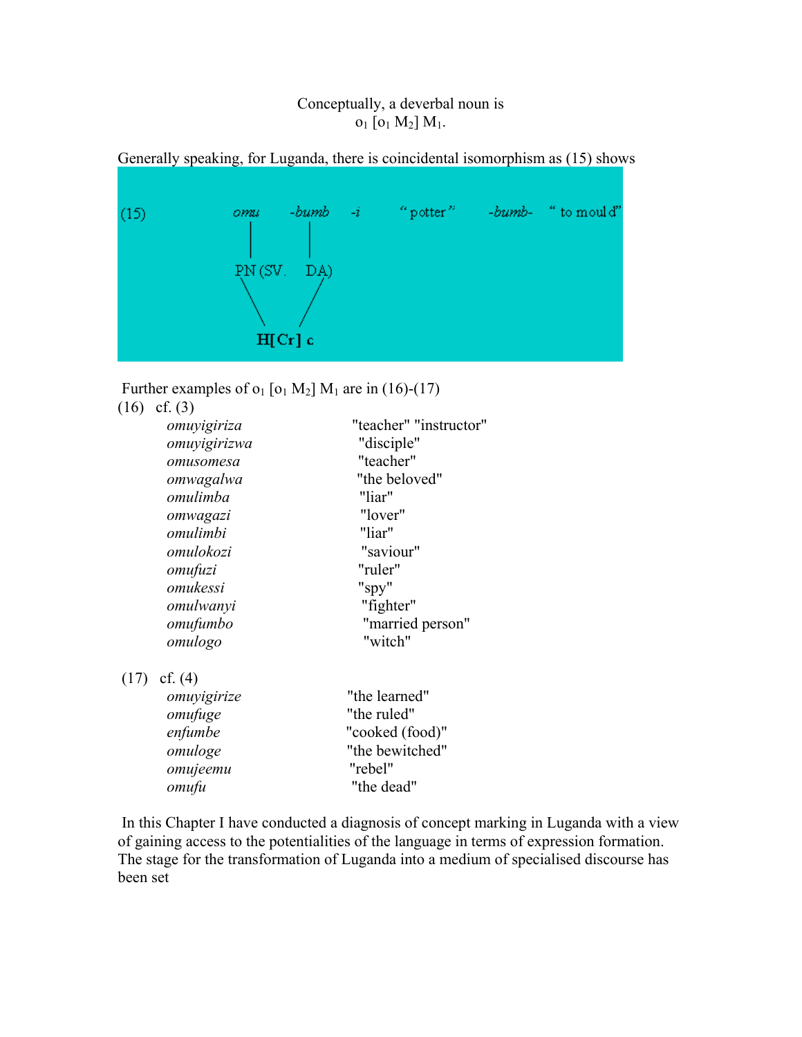Conceptually, a deverbal noun is
$o_1$ [$o_1$ $M_2$] $M_1$.

Generally speaking, for Luganda, there is coincidental isomorphism as (15) shows

(15) *omu* *-bumb* *-i* "potter" *-bumb-* " to mould"

PN (SV. DA)

**H[Cr] c**

Further examples of $o_1$ [$o_1$ $M_2$] $M_1$ are in (16)-(17)

(16) cf. (3)

| | |
|---|---|
| *omuyigiriza* | "teacher" "instructor" |
| *omuyigirizwa* | "disciple" |
| *omusomesa* | "teacher" |
| *omwagalwa* | "the beloved" |
| *omulimba* | "liar" |
| *omwagazi* | "lover" |
| *omulimbi* | "liar" |
| *omulokozi* | "saviour" |
| *omufuzi* | "ruler" |
| *omukessi* | "spy" |
| *omulwanyi* | "fighter" |
| *omufumbo* | "married person" |
| *omulogo* | "witch" |

(17) cf. (4)

| | |
|---|---|
| *omuyigirize* | "the learned" |
| *omufuge* | "the ruled" |
| *enfumbe* | "cooked (food)" |
| *omuloge* | "the bewitched" |
| *omujeemu* | "rebel" |
| *omufu* | "the dead" |

In this Chapter I have conducted a diagnosis of concept marking in Luganda with a view of gaining access to the potentialities of the language in terms of expression formation. The stage for the transformation of Luganda into a medium of specialised discourse has been set